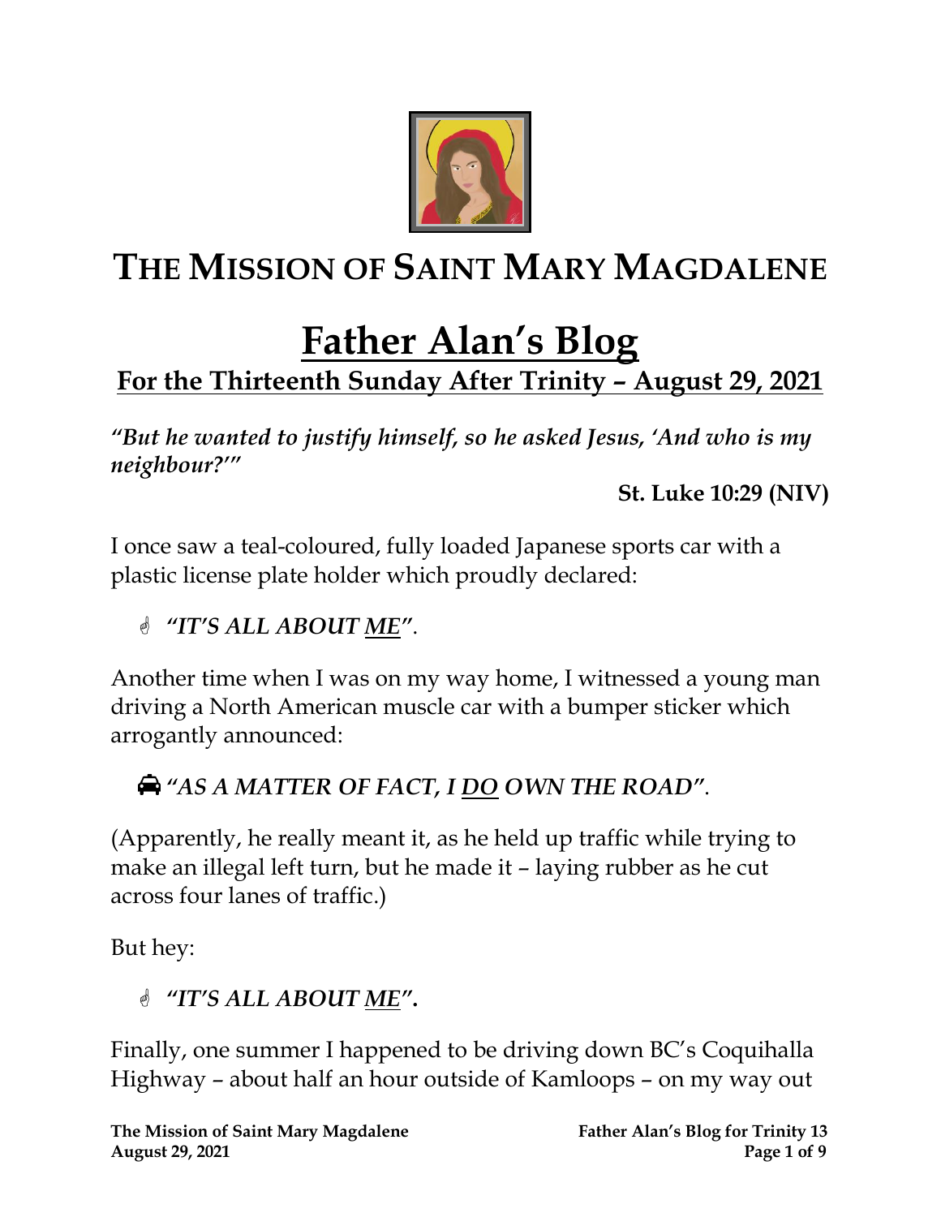# THE MISSION OF SAINT MARY MAGDALENE

# Father Alan's Blog

## For the Thirteenth Sunday After Trinity – August 29, 2021

***"But he wanted to justify himself, so he asked Jesus, 'And who is my neighbour?'"***

**St. Luke 10:29 (NIV)**

I once saw a teal-coloured, fully loaded Japanese sports car with a plastic license plate holder which proudly declared:

☝ ***"IT'S ALL ABOUT ME"***.

Another time when I was on my way home, I witnessed a young man driving a North American muscle car with a bumper sticker which arrogantly announced:

🚘 ***"AS A MATTER OF FACT, I DO OWN THE ROAD"***.

(Apparently, he really meant it, as he held up traffic while trying to make an illegal left turn, but he made it – laying rubber as he cut across four lanes of traffic.)

But hey:

☝ ***"IT'S ALL ABOUT ME".***

Finally, one summer I happened to be driving down BC's Coquihalla Highway – about half an hour outside of Kamloops – on my way out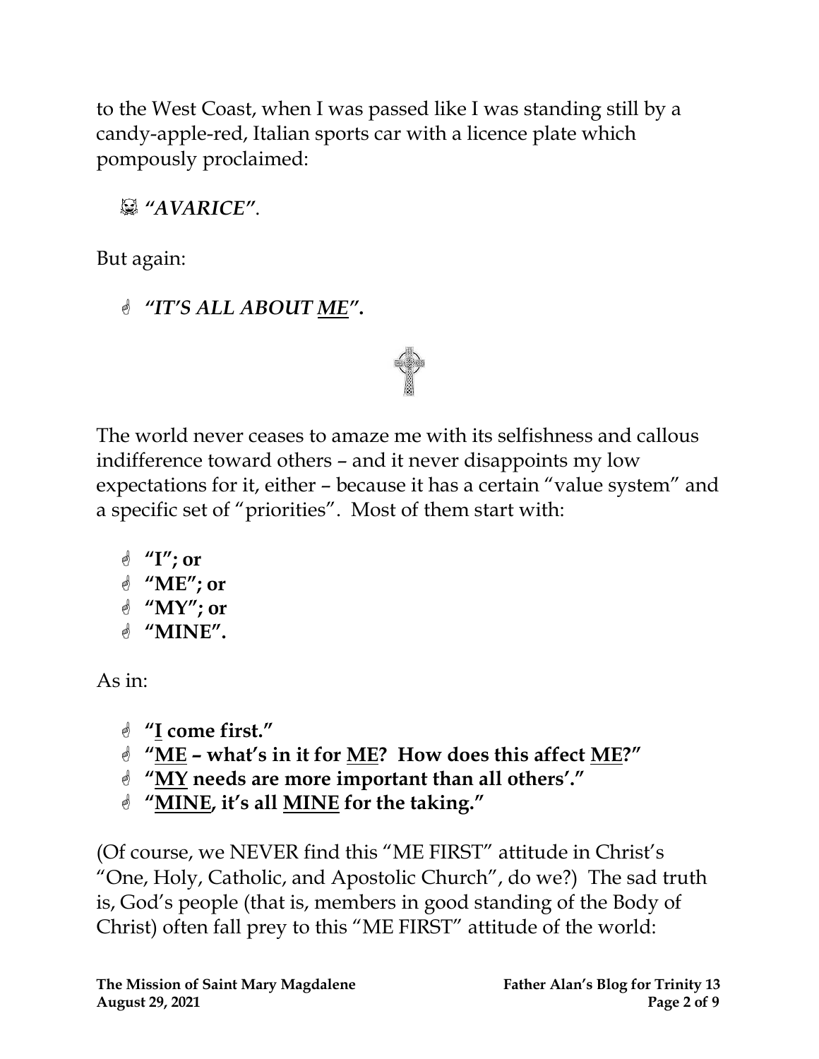to the West Coast, when I was passed like I was standing still by a candy-apple-red, Italian sports car with a licence plate which pompously proclaimed:

- *"AVARICE"*.

But again:

- ***"IT'S ALL ABOUT <u>ME</u>".***

The world never ceases to amaze me with its selfishness and callous indifference toward others – and it never disappoints my low expectations for it, either – because it has a certain "value system" and a specific set of "priorities". Most of them start with:

- **"I"; or**
- **"ME"; or**
- **"MY"; or**
- **"MINE".**

As in:

- **"<u>I</u> come first."**
- **"<u>ME</u> – what's in it for <u>ME</u>? How does this affect <u>ME</u>?"**
- **"<u>MY</u> needs are more important than all others'."**
- **"<u>MINE</u>, it's all <u>MINE</u> for the taking."**

(Of course, we NEVER find this "ME FIRST" attitude in Christ's "One, Holy, Catholic, and Apostolic Church", do we?) The sad truth is, God's people (that is, members in good standing of the Body of Christ) often fall prey to this "ME FIRST" attitude of the world: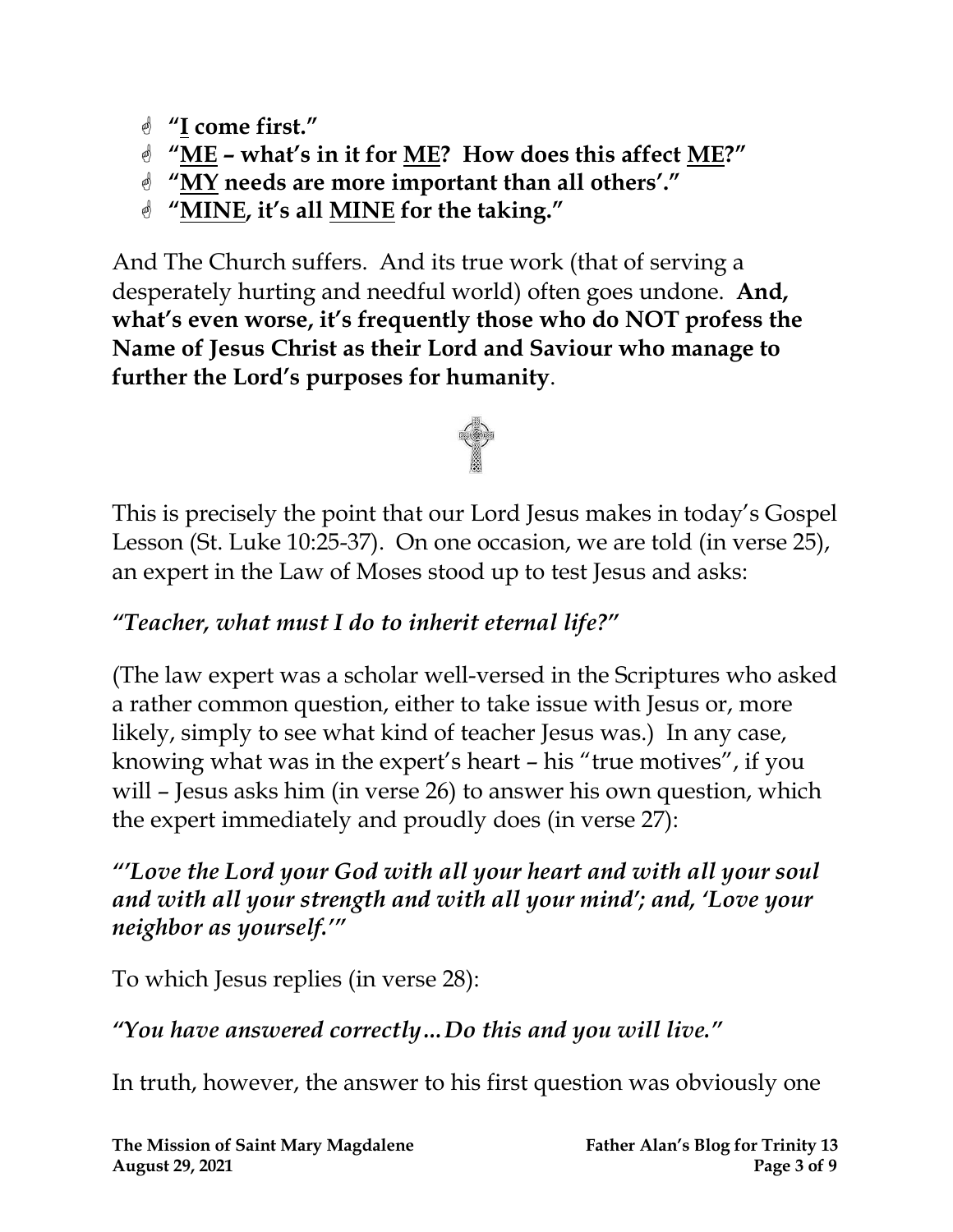- **"<u>I</u> come first."**
- **"<u>ME</u> – what's in it for <u>ME</u>? How does this affect <u>ME</u>?"**
- **"<u>MY</u> needs are more important than all others'."**
- **"<u>MINE</u>, it's all <u>MINE</u> for the taking."**

And The Church suffers. And its true work (that of serving a desperately hurting and needful world) often goes undone. **And, what's even worse, it's frequently those who do NOT profess the Name of Jesus Christ as their Lord and Saviour who manage to further the Lord's purposes for humanity**.

This is precisely the point that our Lord Jesus makes in today's Gospel Lesson (St. Luke 10:25-37). On one occasion, we are told (in verse 25), an expert in the Law of Moses stood up to test Jesus and asks:

***"Teacher, what must I do to inherit eternal life?"***

(The law expert was a scholar well-versed in the Scriptures who asked a rather common question, either to take issue with Jesus or, more likely, simply to see what kind of teacher Jesus was.) In any case, knowing what was in the expert's heart – his "true motives", if you will – Jesus asks him (in verse 26) to answer his own question, which the expert immediately and proudly does (in verse 27):

***"'Love the Lord your God with all your heart and with all your soul and with all your strength and with all your mind'; and, 'Love your neighbor as yourself.'"***

To which Jesus replies (in verse 28):

***"You have answered correctly…Do this and you will live."***

In truth, however, the answer to his first question was obviously one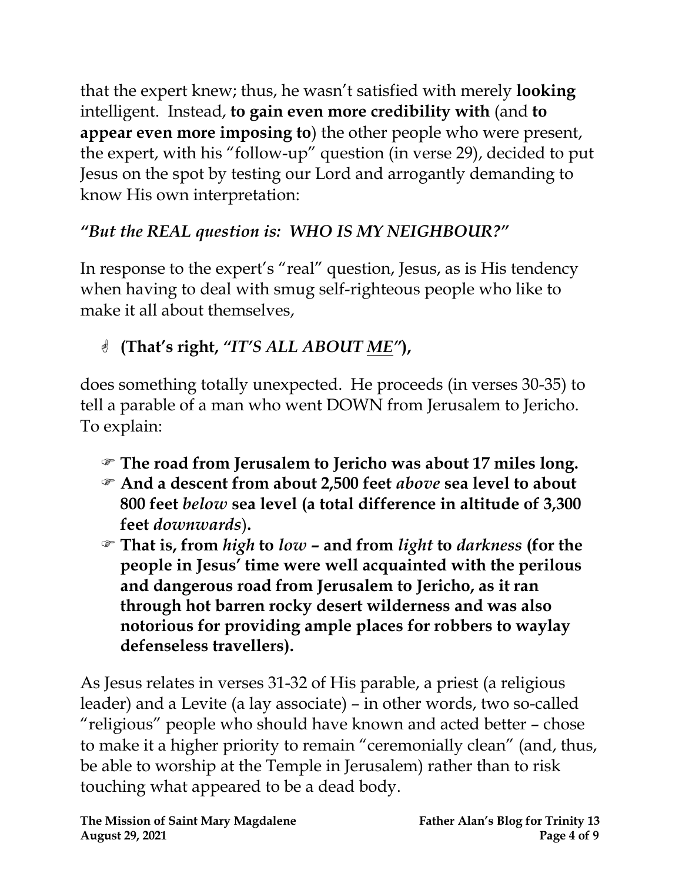that the expert knew; thus, he wasn't satisfied with merely **looking** intelligent. Instead, **to gain even more credibility with** (and **to appear even more imposing to**) the other people who were present, the expert, with his "follow-up" question (in verse 29), decided to put Jesus on the spot by testing our Lord and arrogantly demanding to know His own interpretation:

***"But the REAL question is: WHO IS MY NEIGHBOUR?"***

In response to the expert's "real" question, Jesus, as is His tendency when having to deal with smug self-righteous people who like to make it all about themselves,

- ☝ **(That's right, *"IT'S ALL ABOUT <u>ME</u>"*),**

does something totally unexpected. He proceeds (in verses 30-35) to tell a parable of a man who went DOWN from Jerusalem to Jericho. To explain:

- ☞ **The road from Jerusalem to Jericho was about 17 miles long.**
- ☞ **And a descent from about 2,500 feet *above* sea level to about 800 feet *below* sea level (a total difference in altitude of 3,300 feet *downwards*).**
- ☞ **That is, from *high* to *low* – and from *light* to *darkness* (for the people in Jesus' time were well acquainted with the perilous and dangerous road from Jerusalem to Jericho, as it ran through hot barren rocky desert wilderness and was also notorious for providing ample places for robbers to waylay defenseless travellers).**

As Jesus relates in verses 31-32 of His parable, a priest (a religious leader) and a Levite (a lay associate) – in other words, two so-called "religious" people who should have known and acted better – chose to make it a higher priority to remain "ceremonially clean" (and, thus, be able to worship at the Temple in Jerusalem) rather than to risk touching what appeared to be a dead body.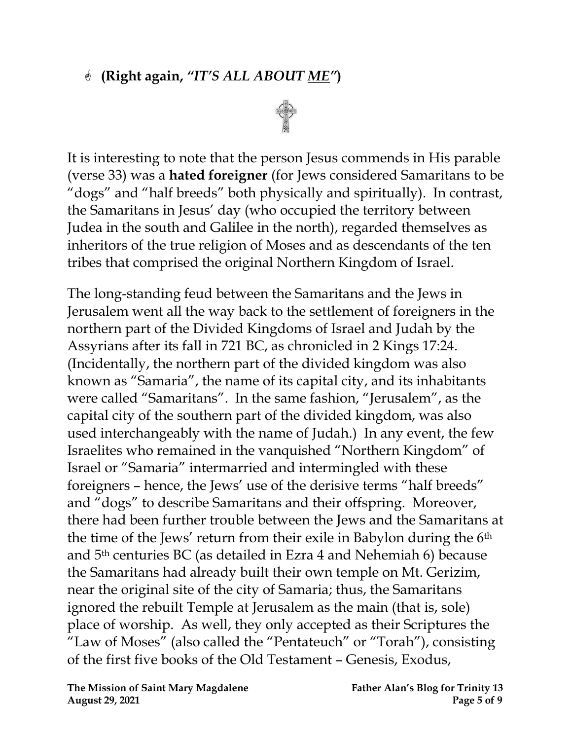☝ **(Right again, "*IT'S ALL ABOUT ME*")**

It is interesting to note that the person Jesus commends in His parable (verse 33) was a **hated foreigner** (for Jews considered Samaritans to be "dogs" and "half breeds" both physically and spiritually). In contrast, the Samaritans in Jesus' day (who occupied the territory between Judea in the south and Galilee in the north), regarded themselves as inheritors of the true religion of Moses and as descendants of the ten tribes that comprised the original Northern Kingdom of Israel.

The long-standing feud between the Samaritans and the Jews in Jerusalem went all the way back to the settlement of foreigners in the northern part of the Divided Kingdoms of Israel and Judah by the Assyrians after its fall in 721 BC, as chronicled in 2 Kings 17:24. (Incidentally, the northern part of the divided kingdom was also known as "Samaria", the name of its capital city, and its inhabitants were called "Samaritans". In the same fashion, "Jerusalem", as the capital city of the southern part of the divided kingdom, was also used interchangeably with the name of Judah.) In any event, the few Israelites who remained in the vanquished "Northern Kingdom" of Israel or "Samaria" intermarried and intermingled with these foreigners – hence, the Jews' use of the derisive terms "half breeds" and "dogs" to describe Samaritans and their offspring. Moreover, there had been further trouble between the Jews and the Samaritans at the time of the Jews' return from their exile in Babylon during the 6th and 5th centuries BC (as detailed in Ezra 4 and Nehemiah 6) because the Samaritans had already built their own temple on Mt. Gerizim, near the original site of the city of Samaria; thus, the Samaritans ignored the rebuilt Temple at Jerusalem as the main (that is, sole) place of worship. As well, they only accepted as their Scriptures the "Law of Moses" (also called the "Pentateuch" or "Torah"), consisting of the first five books of the Old Testament – Genesis, Exodus,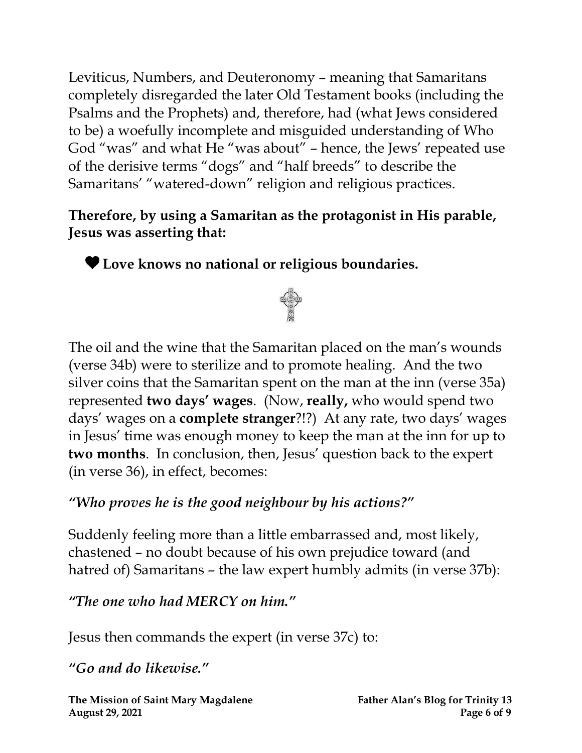Leviticus, Numbers, and Deuteronomy – meaning that Samaritans completely disregarded the later Old Testament books (including the Psalms and the Prophets) and, therefore, had (what Jews considered to be) a woefully incomplete and misguided understanding of Who God "was" and what He "was about" – hence, the Jews' repeated use of the derisive terms "dogs" and "half breeds" to describe the Samaritans' "watered-down" religion and religious practices.

**Therefore, by using a Samaritan as the protagonist in His parable, Jesus was asserting that:**

❤ **Love knows no national or religious boundaries.**

The oil and the wine that the Samaritan placed on the man's wounds (verse 34b) were to sterilize and to promote healing. And the two silver coins that the Samaritan spent on the man at the inn (verse 35a) represented **two days' wages**. (Now, **really,** who would spend two days' wages on a **complete stranger**?!?) At any rate, two days' wages in Jesus' time was enough money to keep the man at the inn for up to **two months**. In conclusion, then, Jesus' question back to the expert (in verse 36), in effect, becomes:

***"Who proves he is the good neighbour by his actions?"***

Suddenly feeling more than a little embarrassed and, most likely, chastened – no doubt because of his own prejudice toward (and hatred of) Samaritans – the law expert humbly admits (in verse 37b):

***"The one who had MERCY on him."***

Jesus then commands the expert (in verse 37c) to:

***"Go and do likewise."***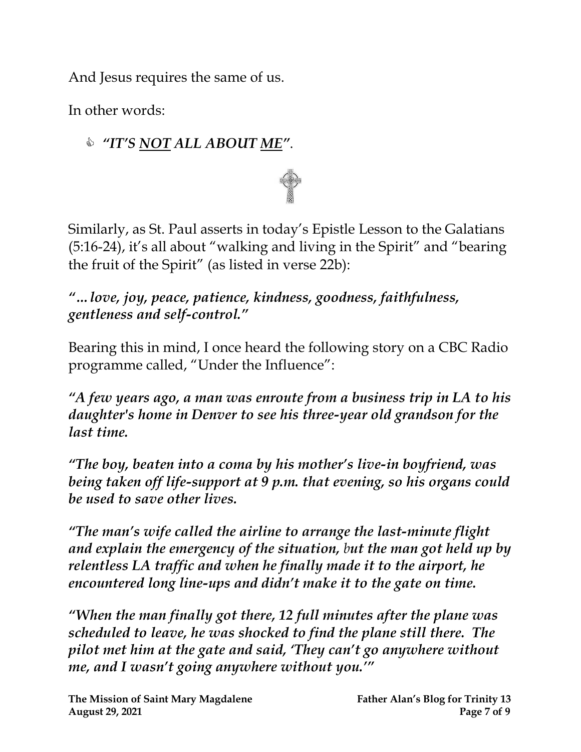And Jesus requires the same of us.

In other words:

- ***"IT'S <u>NOT</u> ALL ABOUT <u>ME</u>"*.**

Similarly, as St. Paul asserts in today's Epistle Lesson to the Galatians (5:16-24), it's all about "walking and living in the Spirit" and "bearing the fruit of the Spirit" (as listed in verse 22b):

***"... love, joy, peace, patience, kindness, goodness, faithfulness, gentleness and self-control."***

Bearing this in mind, I once heard the following story on a CBC Radio programme called, "Under the Influence":

***"A few years ago, a man was enroute from a business trip in LA to his daughter's home in Denver to see his three-year old grandson for the last time.***

***"The boy, beaten into a coma by his mother's live-in boyfriend, was being taken off life-support at 9 p.m. that evening, so his organs could be used to save other lives.***

***"The man's wife called the airline to arrange the last-minute flight and explain the emergency of the situation, but the man got held up by relentless LA traffic and when he finally made it to the airport, he encountered long line-ups and didn't make it to the gate on time.***

***"When the man finally got there, 12 full minutes after the plane was scheduled to leave, he was shocked to find the plane still there. The pilot met him at the gate and said, 'They can't go anywhere without me, and I wasn't going anywhere without you.'"***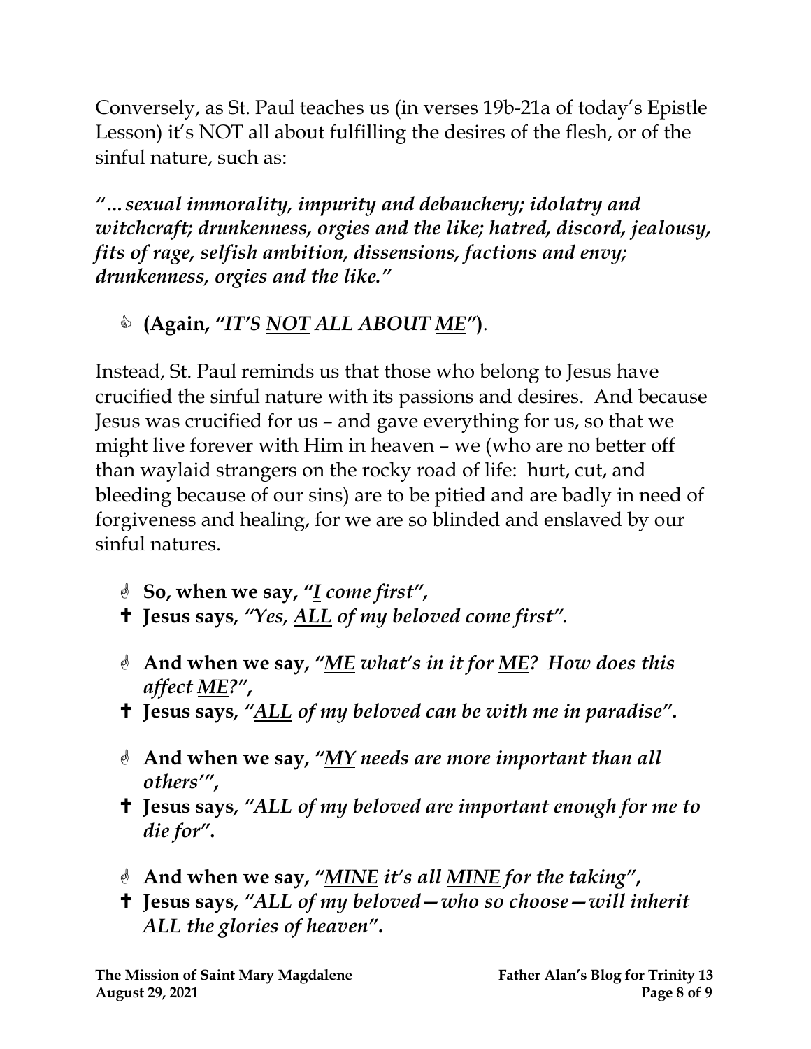Conversely, as St. Paul teaches us (in verses 19b-21a of today's Epistle Lesson) it's NOT all about fulfilling the desires of the flesh, or of the sinful nature, such as:

***"…sexual immorality, impurity and debauchery; idolatry and witchcraft; drunkenness, orgies and the like; hatred, discord, jealousy, fits of rage, selfish ambition, dissensions, factions and envy; drunkenness, orgies and the like."***

- **(Again, *"IT'S NOT ALL ABOUT ME"*)**.

Instead, St. Paul reminds us that those who belong to Jesus have crucified the sinful nature with its passions and desires. And because Jesus was crucified for us – and gave everything for us, so that we might live forever with Him in heaven – we (who are no better off than waylaid strangers on the rocky road of life: hurt, cut, and bleeding because of our sins) are to be pitied and are badly in need of forgiveness and healing, for we are so blinded and enslaved by our sinful natures.

- **So, when we say, *"I come first"*,**
- **✝ Jesus says, *"Yes, ALL of my beloved come first"*.**

- **And when we say, *"ME what's in it for ME? How does this affect ME?"*,**
- **✝ Jesus says, *"ALL of my beloved can be with me in paradise"*.**

- **And when we say, *"MY needs are more important than all others'"*,**
- **✝ Jesus says, *"ALL of my beloved are important enough for me to die for"*.**

- **And when we say, *"MINE it's all MINE for the taking"*,**
- **✝ Jesus says, *"ALL of my beloved—who so choose—will inherit ALL the glories of heaven"*.**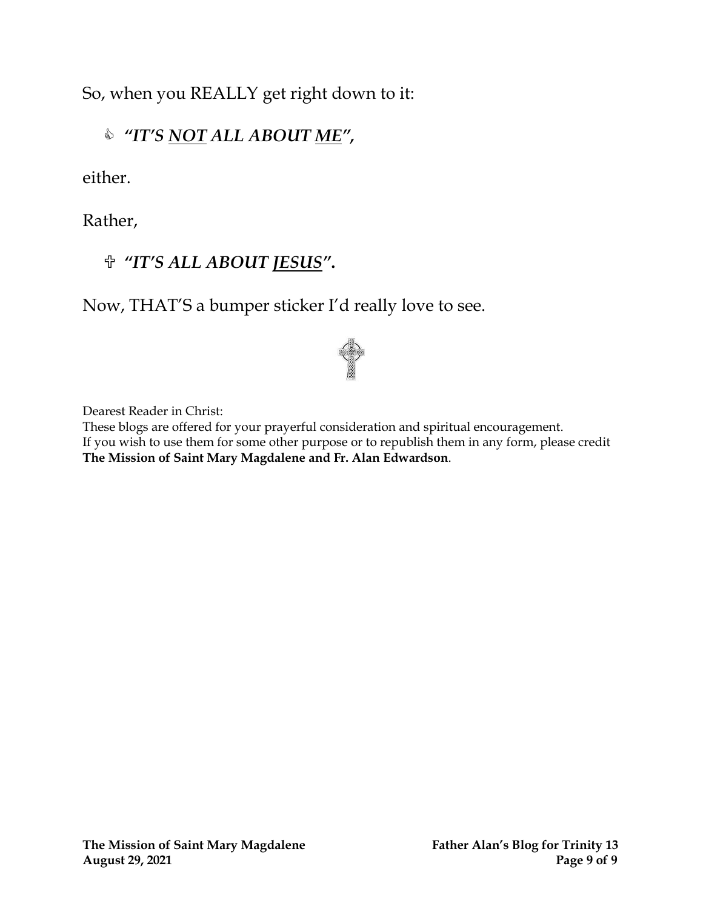So, when you REALLY get right down to it:

- ***"IT'S NOT ALL ABOUT ME",***

either.

Rather,

- ***"IT'S ALL ABOUT JESUS".***

Now, THAT'S a bumper sticker I'd really love to see.

Dearest Reader in Christ:
These blogs are offered for your prayerful consideration and spiritual encouragement.
If you wish to use them for some other purpose or to republish them in any form, please credit **The Mission of Saint Mary Magdalene and Fr. Alan Edwardson**.